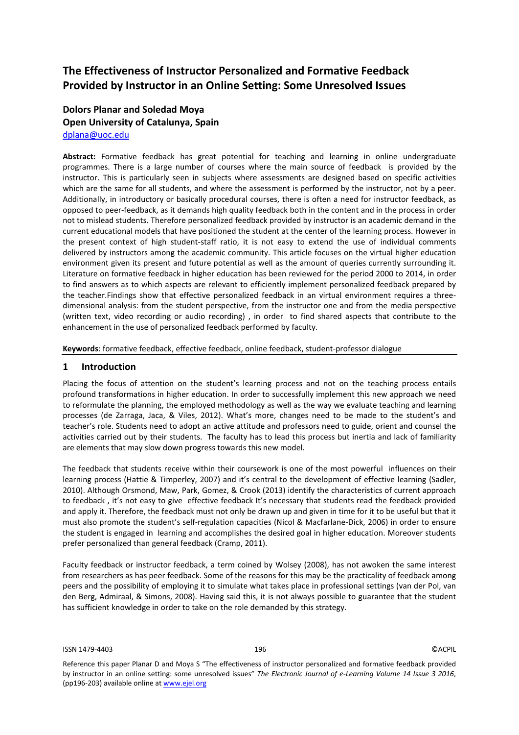# The Effectiveness of Instructor Personalized and Formative Feedback Provided by Instructor in an Online Setting: Some Unresolved Issues

**Dolors Planar and Soledad Moya**
**Open University of Catalunya, Spain**
dplana@uoc.edu

**Abstract:** Formative feedback has great potential for teaching and learning in online undergraduate programmes. There is a large number of courses where the main source of feedback is provided by the instructor. This is particularly seen in subjects where assessments are designed based on specific activities which are the same for all students, and where the assessment is performed by the instructor, not by a peer. Additionally, in introductory or basically procedural courses, there is often a need for instructor feedback, as opposed to peer-feedback, as it demands high quality feedback both in the content and in the process in order not to mislead students. Therefore personalized feedback provided by instructor is an academic demand in the current educational models that have positioned the student at the center of the learning process. However in the present context of high student-staff ratio, it is not easy to extend the use of individual comments delivered by instructors among the academic community. This article focuses on the virtual higher education environment given its present and future potential as well as the amount of queries currently surrounding it. Literature on formative feedback in higher education has been reviewed for the period 2000 to 2014, in order to find answers as to which aspects are relevant to efficiently implement personalized feedback prepared by the teacher.Findings show that effective personalized feedback in an virtual environment requires a three-dimensional analysis: from the student perspective, from the instructor one and from the media perspective (written text, video recording or audio recording) , in order to find shared aspects that contribute to the enhancement in the use of personalized feedback performed by faculty.

**Keywords**: formative feedback, effective feedback, online feedback, student-professor dialogue

## 1 Introduction

Placing the focus of attention on the student's learning process and not on the teaching process entails profound transformations in higher education. In order to successfully implement this new approach we need to reformulate the planning, the employed methodology as well as the way we evaluate teaching and learning processes (de Zarraga, Jaca, & Viles, 2012). What's more, changes need to be made to the student's and teacher's role. Students need to adopt an active attitude and professors need to guide, orient and counsel the activities carried out by their students. The faculty has to lead this process but inertia and lack of familiarity are elements that may slow down progress towards this new model.

The feedback that students receive within their coursework is one of the most powerful influences on their learning process (Hattie & Timperley, 2007) and it's central to the development of effective learning (Sadler, 2010). Although Orsmond, Maw, Park, Gomez, & Crook (2013) identify the characteristics of current approach to feedback , it's not easy to give effective feedback It's necessary that students read the feedback provided and apply it. Therefore, the feedback must not only be drawn up and given in time for it to be useful but that it must also promote the student's self-regulation capacities (Nicol & Macfarlane-Dick, 2006) in order to ensure the student is engaged in learning and accomplishes the desired goal in higher education. Moreover students prefer personalized than general feedback (Cramp, 2011).

Faculty feedback or instructor feedback, a term coined by Wolsey (2008), has not awoken the same interest from researchers as has peer feedback. Some of the reasons for this may be the practicality of feedback among peers and the possibility of employing it to simulate what takes place in professional settings (van der Pol, van den Berg, Admiraal, & Simons, 2008). Having said this, it is not always possible to guarantee that the student has sufficient knowledge in order to take on the role demanded by this strategy.

Reference this paper Planar D and Moya S "The effectiveness of instructor personalized and formative feedback provided by instructor in an online setting: some unresolved issues" *The Electronic Journal of e-Learning Volume 14 Issue 3 2016*, (pp196-203) available online at www.ejel.org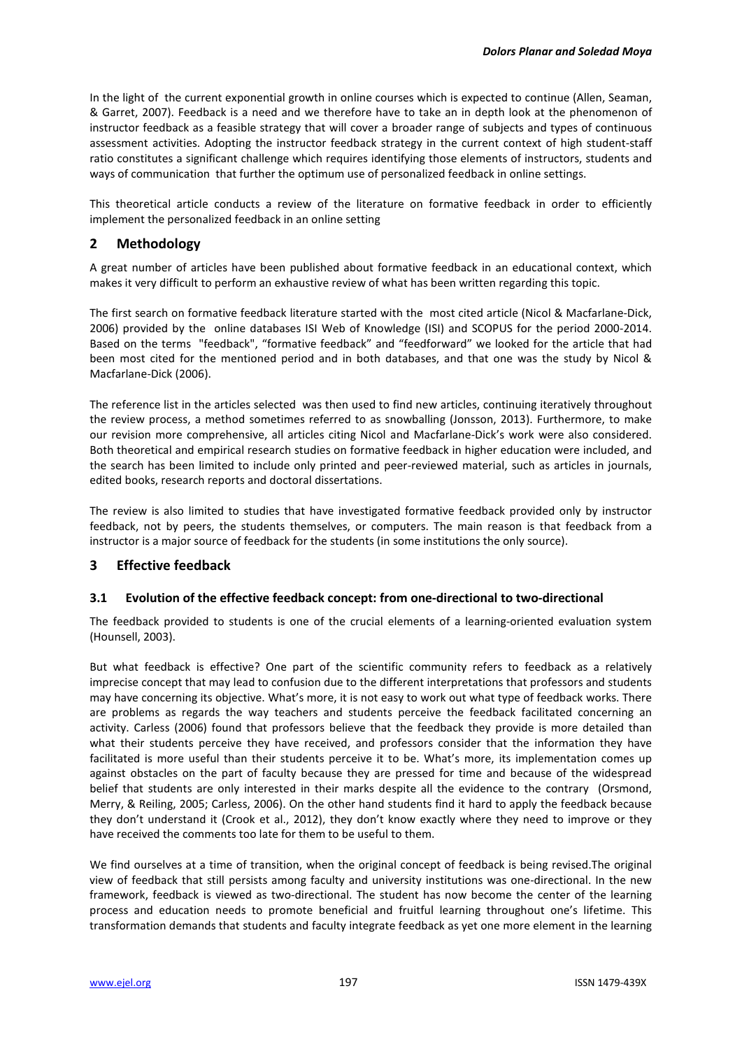In the light of the current exponential growth in online courses which is expected to continue (Allen, Seaman, & Garret, 2007). Feedback is a need and we therefore have to take an in depth look at the phenomenon of instructor feedback as a feasible strategy that will cover a broader range of subjects and types of continuous assessment activities. Adopting the instructor feedback strategy in the current context of high student-staff ratio constitutes a significant challenge which requires identifying those elements of instructors, students and ways of communication that further the optimum use of personalized feedback in online settings.

This theoretical article conducts a review of the literature on formative feedback in order to efficiently implement the personalized feedback in an online setting

## 2 Methodology

A great number of articles have been published about formative feedback in an educational context, which makes it very difficult to perform an exhaustive review of what has been written regarding this topic.

The first search on formative feedback literature started with the most cited article (Nicol & Macfarlane-Dick, 2006) provided by the online databases ISI Web of Knowledge (ISI) and SCOPUS for the period 2000-2014. Based on the terms "feedback", "formative feedback" and "feedforward" we looked for the article that had been most cited for the mentioned period and in both databases, and that one was the study by Nicol & Macfarlane-Dick (2006).

The reference list in the articles selected was then used to find new articles, continuing iteratively throughout the review process, a method sometimes referred to as snowballing (Jonsson, 2013). Furthermore, to make our revision more comprehensive, all articles citing Nicol and Macfarlane-Dick's work were also considered. Both theoretical and empirical research studies on formative feedback in higher education were included, and the search has been limited to include only printed and peer-reviewed material, such as articles in journals, edited books, research reports and doctoral dissertations.

The review is also limited to studies that have investigated formative feedback provided only by instructor feedback, not by peers, the students themselves, or computers. The main reason is that feedback from a instructor is a major source of feedback for the students (in some institutions the only source).

## 3 Effective feedback

### 3.1 Evolution of the effective feedback concept: from one-directional to two-directional

The feedback provided to students is one of the crucial elements of a learning-oriented evaluation system (Hounsell, 2003).

But what feedback is effective? One part of the scientific community refers to feedback as a relatively imprecise concept that may lead to confusion due to the different interpretations that professors and students may have concerning its objective. What's more, it is not easy to work out what type of feedback works. There are problems as regards the way teachers and students perceive the feedback facilitated concerning an activity. Carless (2006) found that professors believe that the feedback they provide is more detailed than what their students perceive they have received, and professors consider that the information they have facilitated is more useful than their students perceive it to be. What's more, its implementation comes up against obstacles on the part of faculty because they are pressed for time and because of the widespread belief that students are only interested in their marks despite all the evidence to the contrary (Orsmond, Merry, & Reiling, 2005; Carless, 2006). On the other hand students find it hard to apply the feedback because they don't understand it (Crook et al., 2012), they don't know exactly where they need to improve or they have received the comments too late for them to be useful to them.

We find ourselves at a time of transition, when the original concept of feedback is being revised.The original view of feedback that still persists among faculty and university institutions was one-directional. In the new framework, feedback is viewed as two-directional. The student has now become the center of the learning process and education needs to promote beneficial and fruitful learning throughout one's lifetime. This transformation demands that students and faculty integrate feedback as yet one more element in the learning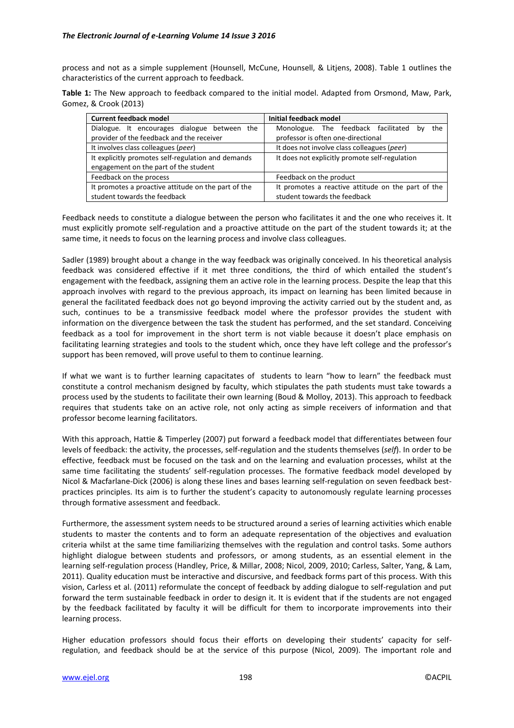process and not as a simple supplement (Hounsell, McCune, Hounsell, & Litjens, 2008). Table 1 outlines the characteristics of the current approach to feedback.

**Table 1:** The New approach to feedback compared to the initial model. Adapted from Orsmond, Maw, Park, Gomez, & Crook (2013)

| Current feedback model | Initial feedback model |
| --- | --- |
| Dialogue. It encourages dialogue between the provider of the feedback and the receiver | Monologue. The feedback facilitated by the professor is often one-directional |
| It involves class colleagues (*peer*) | It does not involve class colleagues (*peer*) |
| It explicitly promotes self-regulation and demands engagement on the part of the student | It does not explicitly promote self-regulation |
| Feedback on the process | Feedback on the product |
| It promotes a proactive attitude on the part of the student towards the feedback | It promotes a reactive attitude on the part of the student towards the feedback |

Feedback needs to constitute a dialogue between the person who facilitates it and the one who receives it. It must explicitly promote self-regulation and a proactive attitude on the part of the student towards it; at the same time, it needs to focus on the learning process and involve class colleagues.

Sadler (1989) brought about a change in the way feedback was originally conceived. In his theoretical analysis feedback was considered effective if it met three conditions, the third of which entailed the student's engagement with the feedback, assigning them an active role in the learning process. Despite the leap that this approach involves with regard to the previous approach, its impact on learning has been limited because in general the facilitated feedback does not go beyond improving the activity carried out by the student and, as such, continues to be a transmissive feedback model where the professor provides the student with information on the divergence between the task the student has performed, and the set standard. Conceiving feedback as a tool for improvement in the short term is not viable because it doesn't place emphasis on facilitating learning strategies and tools to the student which, once they have left college and the professor's support has been removed, will prove useful to them to continue learning.

If what we want is to further learning capacitates of students to learn "how to learn" the feedback must constitute a control mechanism designed by faculty, which stipulates the path students must take towards a process used by the students to facilitate their own learning (Boud & Molloy, 2013). This approach to feedback requires that students take on an active role, not only acting as simple receivers of information and that professor become learning facilitators.

With this approach, Hattie & Timperley (2007) put forward a feedback model that differentiates between four levels of feedback: the activity, the processes, self-regulation and the students themselves (*self*). In order to be effective, feedback must be focused on the task and on the learning and evaluation processes, whilst at the same time facilitating the students' self-regulation processes. The formative feedback model developed by Nicol & Macfarlane-Dick (2006) is along these lines and bases learning self-regulation on seven feedback best-practices principles. Its aim is to further the student's capacity to autonomously regulate learning processes through formative assessment and feedback.

Furthermore, the assessment system needs to be structured around a series of learning activities which enable students to master the contents and to form an adequate representation of the objectives and evaluation criteria whilst at the same time familiarizing themselves with the regulation and control tasks. Some authors highlight dialogue between students and professors, or among students, as an essential element in the learning self-regulation process (Handley, Price, & Millar, 2008; Nicol, 2009, 2010; Carless, Salter, Yang, & Lam, 2011). Quality education must be interactive and discursive, and feedback forms part of this process. With this vision, Carless et al. (2011) reformulate the concept of feedback by adding dialogue to self-regulation and put forward the term sustainable feedback in order to design it. It is evident that if the students are not engaged by the feedback facilitated by faculty it will be difficult for them to incorporate improvements into their learning process.

Higher education professors should focus their efforts on developing their students' capacity for self-regulation, and feedback should be at the service of this purpose (Nicol, 2009). The important role and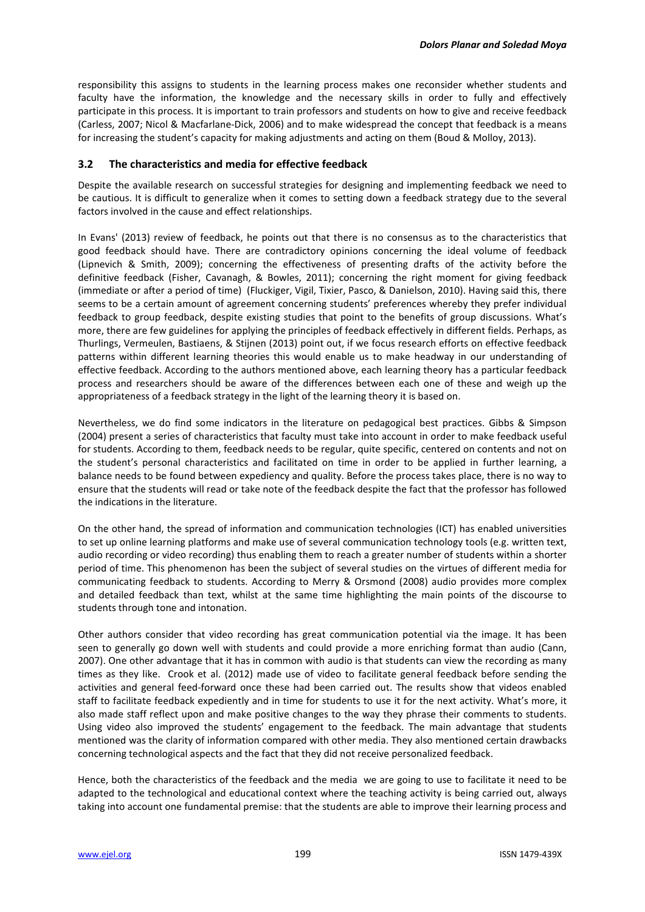responsibility this assigns to students in the learning process makes one reconsider whether students and faculty have the information, the knowledge and the necessary skills in order to fully and effectively participate in this process. It is important to train professors and students on how to give and receive feedback (Carless, 2007; Nicol & Macfarlane-Dick, 2006) and to make widespread the concept that feedback is a means for increasing the student's capacity for making adjustments and acting on them (Boud & Molloy, 2013).

### 3.2 The characteristics and media for effective feedback

Despite the available research on successful strategies for designing and implementing feedback we need to be cautious. It is difficult to generalize when it comes to setting down a feedback strategy due to the several factors involved in the cause and effect relationships.

In Evans' (2013) review of feedback, he points out that there is no consensus as to the characteristics that good feedback should have. There are contradictory opinions concerning the ideal volume of feedback (Lipnevich & Smith, 2009); concerning the effectiveness of presenting drafts of the activity before the definitive feedback (Fisher, Cavanagh, & Bowles, 2011); concerning the right moment for giving feedback (immediate or after a period of time) (Fluckiger, Vigil, Tixier, Pasco, & Danielson, 2010). Having said this, there seems to be a certain amount of agreement concerning students' preferences whereby they prefer individual feedback to group feedback, despite existing studies that point to the benefits of group discussions. What's more, there are few guidelines for applying the principles of feedback effectively in different fields. Perhaps, as Thurlings, Vermeulen, Bastiaens, & Stijnen (2013) point out, if we focus research efforts on effective feedback patterns within different learning theories this would enable us to make headway in our understanding of effective feedback. According to the authors mentioned above, each learning theory has a particular feedback process and researchers should be aware of the differences between each one of these and weigh up the appropriateness of a feedback strategy in the light of the learning theory it is based on.

Nevertheless, we do find some indicators in the literature on pedagogical best practices. Gibbs & Simpson (2004) present a series of characteristics that faculty must take into account in order to make feedback useful for students. According to them, feedback needs to be regular, quite specific, centered on contents and not on the student's personal characteristics and facilitated on time in order to be applied in further learning, a balance needs to be found between expediency and quality. Before the process takes place, there is no way to ensure that the students will read or take note of the feedback despite the fact that the professor has followed the indications in the literature.

On the other hand, the spread of information and communication technologies (ICT) has enabled universities to set up online learning platforms and make use of several communication technology tools (e.g. written text, audio recording or video recording) thus enabling them to reach a greater number of students within a shorter period of time. This phenomenon has been the subject of several studies on the virtues of different media for communicating feedback to students. According to Merry & Orsmond (2008) audio provides more complex and detailed feedback than text, whilst at the same time highlighting the main points of the discourse to students through tone and intonation.

Other authors consider that video recording has great communication potential via the image. It has been seen to generally go down well with students and could provide a more enriching format than audio (Cann, 2007). One other advantage that it has in common with audio is that students can view the recording as many times as they like. Crook et al. (2012) made use of video to facilitate general feedback before sending the activities and general feed-forward once these had been carried out. The results show that videos enabled staff to facilitate feedback expediently and in time for students to use it for the next activity. What's more, it also made staff reflect upon and make positive changes to the way they phrase their comments to students. Using video also improved the students' engagement to the feedback. The main advantage that students mentioned was the clarity of information compared with other media. They also mentioned certain drawbacks concerning technological aspects and the fact that they did not receive personalized feedback.

Hence, both the characteristics of the feedback and the media we are going to use to facilitate it need to be adapted to the technological and educational context where the teaching activity is being carried out, always taking into account one fundamental premise: that the students are able to improve their learning process and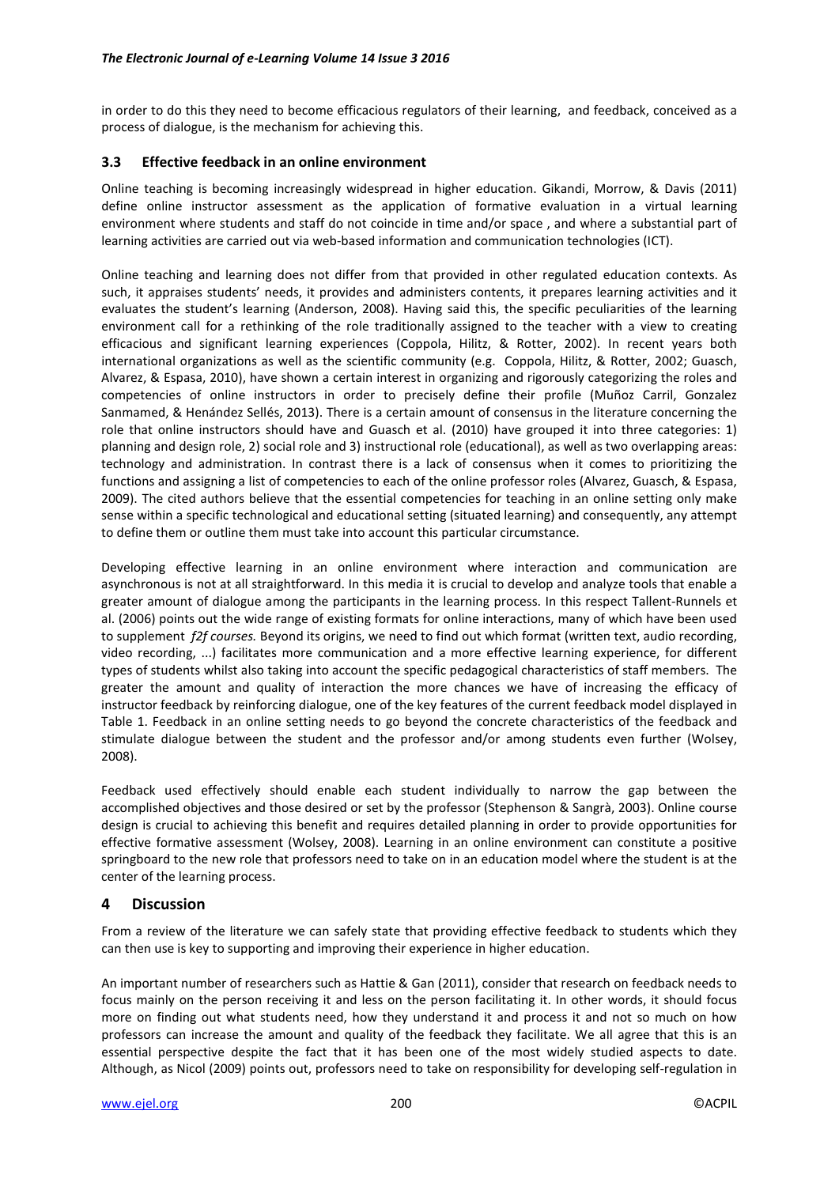in order to do this they need to become efficacious regulators of their learning, and feedback, conceived as a process of dialogue, is the mechanism for achieving this.

### 3.3 Effective feedback in an online environment

Online teaching is becoming increasingly widespread in higher education. Gikandi, Morrow, & Davis (2011) define online instructor assessment as the application of formative evaluation in a virtual learning environment where students and staff do not coincide in time and/or space , and where a substantial part of learning activities are carried out via web-based information and communication technologies (ICT).

Online teaching and learning does not differ from that provided in other regulated education contexts. As such, it appraises students' needs, it provides and administers contents, it prepares learning activities and it evaluates the student's learning (Anderson, 2008). Having said this, the specific peculiarities of the learning environment call for a rethinking of the role traditionally assigned to the teacher with a view to creating efficacious and significant learning experiences (Coppola, Hilitz, & Rotter, 2002). In recent years both international organizations as well as the scientific community (e.g. Coppola, Hilitz, & Rotter, 2002; Guasch, Alvarez, & Espasa, 2010), have shown a certain interest in organizing and rigorously categorizing the roles and competencies of online instructors in order to precisely define their profile (Muñoz Carril, Gonzalez Sanmamed, & Henández Sellés, 2013). There is a certain amount of consensus in the literature concerning the role that online instructors should have and Guasch et al. (2010) have grouped it into three categories: 1) planning and design role, 2) social role and 3) instructional role (educational), as well as two overlapping areas: technology and administration. In contrast there is a lack of consensus when it comes to prioritizing the functions and assigning a list of competencies to each of the online professor roles (Alvarez, Guasch, & Espasa, 2009). The cited authors believe that the essential competencies for teaching in an online setting only make sense within a specific technological and educational setting (situated learning) and consequently, any attempt to define them or outline them must take into account this particular circumstance.

Developing effective learning in an online environment where interaction and communication are asynchronous is not at all straightforward. In this media it is crucial to develop and analyze tools that enable a greater amount of dialogue among the participants in the learning process. In this respect Tallent-Runnels et al. (2006) points out the wide range of existing formats for online interactions, many of which have been used to supplement *f2f courses.* Beyond its origins, we need to find out which format (written text, audio recording, video recording, ...) facilitates more communication and a more effective learning experience, for different types of students whilst also taking into account the specific pedagogical characteristics of staff members. The greater the amount and quality of interaction the more chances we have of increasing the efficacy of instructor feedback by reinforcing dialogue, one of the key features of the current feedback model displayed in Table 1. Feedback in an online setting needs to go beyond the concrete characteristics of the feedback and stimulate dialogue between the student and the professor and/or among students even further (Wolsey, 2008).

Feedback used effectively should enable each student individually to narrow the gap between the accomplished objectives and those desired or set by the professor (Stephenson & Sangrà, 2003). Online course design is crucial to achieving this benefit and requires detailed planning in order to provide opportunities for effective formative assessment (Wolsey, 2008). Learning in an online environment can constitute a positive springboard to the new role that professors need to take on in an education model where the student is at the center of the learning process.

## 4 Discussion

From a review of the literature we can safely state that providing effective feedback to students which they can then use is key to supporting and improving their experience in higher education.

An important number of researchers such as Hattie & Gan (2011), consider that research on feedback needs to focus mainly on the person receiving it and less on the person facilitating it. In other words, it should focus more on finding out what students need, how they understand it and process it and not so much on how professors can increase the amount and quality of the feedback they facilitate. We all agree that this is an essential perspective despite the fact that it has been one of the most widely studied aspects to date. Although, as Nicol (2009) points out, professors need to take on responsibility for developing self-regulation in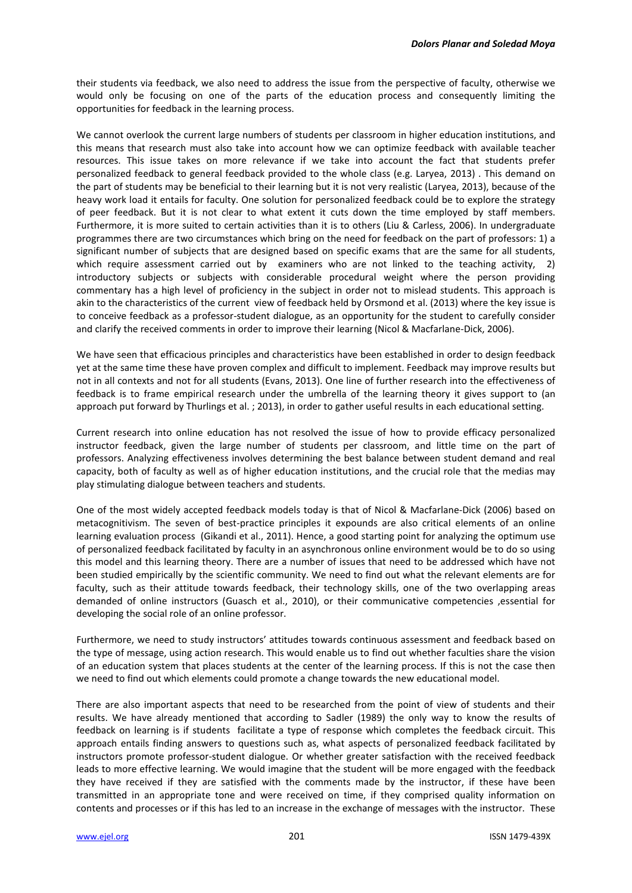their students via feedback, we also need to address the issue from the perspective of faculty, otherwise we would only be focusing on one of the parts of the education process and consequently limiting the opportunities for feedback in the learning process.

We cannot overlook the current large numbers of students per classroom in higher education institutions, and this means that research must also take into account how we can optimize feedback with available teacher resources. This issue takes on more relevance if we take into account the fact that students prefer personalized feedback to general feedback provided to the whole class (e.g. Laryea, 2013) . This demand on the part of students may be beneficial to their learning but it is not very realistic (Laryea, 2013), because of the heavy work load it entails for faculty. One solution for personalized feedback could be to explore the strategy of peer feedback. But it is not clear to what extent it cuts down the time employed by staff members. Furthermore, it is more suited to certain activities than it is to others (Liu & Carless, 2006). In undergraduate programmes there are two circumstances which bring on the need for feedback on the part of professors: 1) a significant number of subjects that are designed based on specific exams that are the same for all students, which require assessment carried out by examiners who are not linked to the teaching activity, 2) introductory subjects or subjects with considerable procedural weight where the person providing commentary has a high level of proficiency in the subject in order not to mislead students. This approach is akin to the characteristics of the current view of feedback held by Orsmond et al. (2013) where the key issue is to conceive feedback as a professor-student dialogue, as an opportunity for the student to carefully consider and clarify the received comments in order to improve their learning (Nicol & Macfarlane-Dick, 2006).

We have seen that efficacious principles and characteristics have been established in order to design feedback yet at the same time these have proven complex and difficult to implement. Feedback may improve results but not in all contexts and not for all students (Evans, 2013). One line of further research into the effectiveness of feedback is to frame empirical research under the umbrella of the learning theory it gives support to (an approach put forward by Thurlings et al. ; 2013), in order to gather useful results in each educational setting.

Current research into online education has not resolved the issue of how to provide efficacy personalized instructor feedback, given the large number of students per classroom, and little time on the part of professors. Analyzing effectiveness involves determining the best balance between student demand and real capacity, both of faculty as well as of higher education institutions, and the crucial role that the medias may play stimulating dialogue between teachers and students.

One of the most widely accepted feedback models today is that of Nicol & Macfarlane-Dick (2006) based on metacognitivism. The seven of best-practice principles it expounds are also critical elements of an online learning evaluation process (Gikandi et al., 2011). Hence, a good starting point for analyzing the optimum use of personalized feedback facilitated by faculty in an asynchronous online environment would be to do so using this model and this learning theory. There are a number of issues that need to be addressed which have not been studied empirically by the scientific community. We need to find out what the relevant elements are for faculty, such as their attitude towards feedback, their technology skills, one of the two overlapping areas demanded of online instructors (Guasch et al., 2010), or their communicative competencies ,essential for developing the social role of an online professor.

Furthermore, we need to study instructors' attitudes towards continuous assessment and feedback based on the type of message, using action research. This would enable us to find out whether faculties share the vision of an education system that places students at the center of the learning process. If this is not the case then we need to find out which elements could promote a change towards the new educational model.

There are also important aspects that need to be researched from the point of view of students and their results. We have already mentioned that according to Sadler (1989) the only way to know the results of feedback on learning is if students facilitate a type of response which completes the feedback circuit. This approach entails finding answers to questions such as, what aspects of personalized feedback facilitated by instructors promote professor-student dialogue. Or whether greater satisfaction with the received feedback leads to more effective learning. We would imagine that the student will be more engaged with the feedback they have received if they are satisfied with the comments made by the instructor, if these have been transmitted in an appropriate tone and were received on time, if they comprised quality information on contents and processes or if this has led to an increase in the exchange of messages with the instructor. These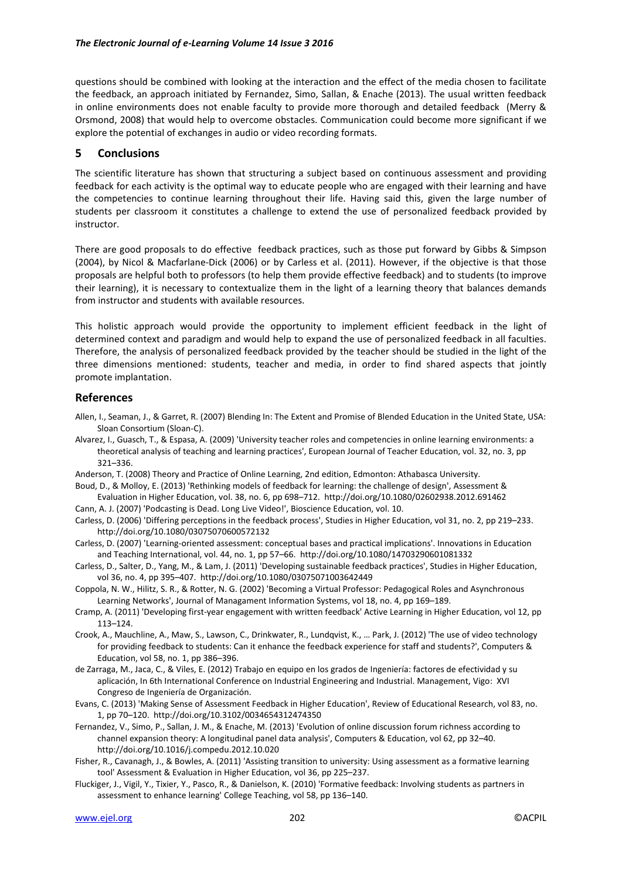questions should be combined with looking at the interaction and the effect of the media chosen to facilitate the feedback, an approach initiated by Fernandez, Simo, Sallan, & Enache (2013). The usual written feedback in online environments does not enable faculty to provide more thorough and detailed feedback (Merry & Orsmond, 2008) that would help to overcome obstacles. Communication could become more significant if we explore the potential of exchanges in audio or video recording formats.

## 5 Conclusions

The scientific literature has shown that structuring a subject based on continuous assessment and providing feedback for each activity is the optimal way to educate people who are engaged with their learning and have the competencies to continue learning throughout their life. Having said this, given the large number of students per classroom it constitutes a challenge to extend the use of personalized feedback provided by instructor.

There are good proposals to do effective feedback practices, such as those put forward by Gibbs & Simpson (2004), by Nicol & Macfarlane-Dick (2006) or by Carless et al. (2011). However, if the objective is that those proposals are helpful both to professors (to help them provide effective feedback) and to students (to improve their learning), it is necessary to contextualize them in the light of a learning theory that balances demands from instructor and students with available resources.

This holistic approach would provide the opportunity to implement efficient feedback in the light of determined context and paradigm and would help to expand the use of personalized feedback in all faculties. Therefore, the analysis of personalized feedback provided by the teacher should be studied in the light of the three dimensions mentioned: students, teacher and media, in order to find shared aspects that jointly promote implantation.

## References

Allen, I., Seaman, J., & Garret, R. (2007) Blending In: The Extent and Promise of Blended Education in the United State, USA: Sloan Consortium (Sloan-C).

Alvarez, I., Guasch, T., & Espasa, A. (2009) 'University teacher roles and competencies in online learning environments: a theoretical analysis of teaching and learning practices', European Journal of Teacher Education, vol. 32, no. 3, pp 321–336.

Anderson, T. (2008) Theory and Practice of Online Learning, 2nd edition, Edmonton: Athabasca University.

Boud, D., & Molloy, E. (2013) 'Rethinking models of feedback for learning: the challenge of design', Assessment & Evaluation in Higher Education, vol. 38, no. 6, pp 698–712. http://doi.org/10.1080/02602938.2012.691462

Cann, A. J. (2007) 'Podcasting is Dead. Long Live Video!', Bioscience Education, vol. 10.

Carless, D. (2006) 'Differing perceptions in the feedback process', Studies in Higher Education, vol 31, no. 2, pp 219–233. http://doi.org/10.1080/03075070600572132

Carless, D. (2007) 'Learning-oriented assessment: conceptual bases and practical implications'. Innovations in Education and Teaching International, vol. 44, no. 1, pp 57–66. http://doi.org/10.1080/14703290601081332

Carless, D., Salter, D., Yang, M., & Lam, J. (2011) 'Developing sustainable feedback practices', Studies in Higher Education, vol 36, no. 4, pp 395–407. http://doi.org/10.1080/03075071003642449

Coppola, N. W., Hilitz, S. R., & Rotter, N. G. (2002) 'Becoming a Virtual Professor: Pedagogical Roles and Asynchronous Learning Networks', Journal of Managament Information Systems, vol 18, no. 4, pp 169–189.

Cramp, A. (2011) 'Developing first-year engagement with written feedback' Active Learning in Higher Education, vol 12, pp 113–124.

Crook, A., Mauchline, A., Maw, S., Lawson, C., Drinkwater, R., Lundqvist, K., … Park, J. (2012) 'The use of video technology for providing feedback to students: Can it enhance the feedback experience for staff and students?', Computers & Education, vol 58, no. 1, pp 386–396.

de Zarraga, M., Jaca, C., & Viles, E. (2012) Trabajo en equipo en los grados de Ingeniería: factores de efectividad y su aplicación, In 6th International Conference on Industrial Engineering and Industrial. Management, Vigo: XVI Congreso de Ingeniería de Organización.

Evans, C. (2013) 'Making Sense of Assessment Feedback in Higher Education', Review of Educational Research, vol 83, no. 1, pp 70–120. http://doi.org/10.3102/0034654312474350

Fernandez, V., Simo, P., Sallan, J. M., & Enache, M. (2013) 'Evolution of online discussion forum richness according to channel expansion theory: A longitudinal panel data analysis', Computers & Education, vol 62, pp 32–40. http://doi.org/10.1016/j.compedu.2012.10.020

Fisher, R., Cavanagh, J., & Bowles, A. (2011) 'Assisting transition to university: Using assessment as a formative learning tool' Assessment & Evaluation in Higher Education, vol 36, pp 225–237.

Fluckiger, J., Vigil, Y., Tixier, Y., Pasco, R., & Danielson, K. (2010) 'Formative feedback: Involving students as partners in assessment to enhance learning' College Teaching, vol 58, pp 136–140.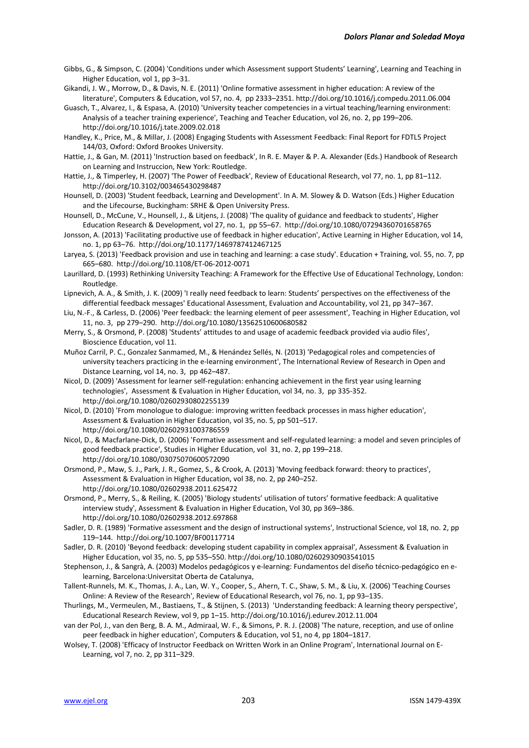Gibbs, G., & Simpson, C. (2004) 'Conditions under which Assessment support Students' Learning', Learning and Teaching in Higher Education, vol 1, pp 3–31.

Gikandi, J. W., Morrow, D., & Davis, N. E. (2011) 'Online formative assessment in higher education: A review of the literature', Computers & Education, vol 57, no. 4, pp 2333–2351. http://doi.org/10.1016/j.compedu.2011.06.004

Guasch, T., Alvarez, I., & Espasa, A. (2010) 'University teacher competencies in a virtual teaching/learning environment: Analysis of a teacher training experience', Teaching and Teacher Education, vol 26, no. 2, pp 199–206. http://doi.org/10.1016/j.tate.2009.02.018

Handley, K., Price, M., & Millar, J. (2008) Engaging Students with Assessment Feedback: Final Report for FDTL5 Project 144/03, Oxford: Oxford Brookes University.

Hattie, J., & Gan, M. (2011) 'Instruction based on feedback', In R. E. Mayer & P. A. Alexander (Eds.) Handbook of Research on Learning and Instruccion, New York: Routledge.

Hattie, J., & Timperley, H. (2007) 'The Power of Feedback', Review of Educational Research, vol 77, no. 1, pp 81–112. http://doi.org/10.3102/003465430298487

Hounsell, D. (2003) 'Student feedback, Learning and Development'. In A. M. Slowey & D. Watson (Eds.) Higher Education and the Lifecourse, Buckingham: SRHE & Open University Press.

Hounsell, D., McCune, V., Hounsell, J., & Litjens, J. (2008) 'The quality of guidance and feedback to students', Higher Education Research & Development, vol 27, no. 1, pp 55–67. http://doi.org/10.1080/07294360701658765

Jonsson, A. (2013) 'Facilitating productive use of feedback in higher education', Active Learning in Higher Education, vol 14, no. 1, pp 63–76. http://doi.org/10.1177/1469787412467125

Laryea, S. (2013) 'Feedback provision and use in teaching and learning: a case study'. Education + Training, vol. 55, no. 7, pp 665–680. http://doi.org/10.1108/ET-06-2012-0071

Laurillard, D. (1993) Rethinking University Teaching: A Framework for the Effective Use of Educational Technology, London: Routledge.

Lipnevich, A. A., & Smith, J. K. (2009) 'I really need feedback to learn: Students' perspectives on the effectiveness of the differential feedback messages' Educational Assessment, Evaluation and Accountability, vol 21, pp 347–367.

Liu, N.-F., & Carless, D. (2006) 'Peer feedback: the learning element of peer assessment', Teaching in Higher Education, vol 11, no. 3, pp 279–290. http://doi.org/10.1080/13562510600680582

Merry, S., & Orsmond, P. (2008) 'Students' attitudes to and usage of academic feedback provided via audio files', Bioscience Education, vol 11.

Muñoz Carril, P. C., Gonzalez Sanmamed, M., & Henández Sellés, N. (2013) 'Pedagogical roles and competencies of university teachers practicing in the e-learning environment', The International Review of Research in Open and Distance Learning, vol 14, no. 3, pp 462–487.

Nicol, D. (2009) 'Assessment for learner self-regulation: enhancing achievement in the first year using learning technologies', Assessment & Evaluation in Higher Education, vol 34, no. 3, pp 335-352. http://doi.org/10.1080/02602930802255139

Nicol, D. (2010) 'From monologue to dialogue: improving written feedback processes in mass higher education', Assessment & Evaluation in Higher Education, vol 35, no. 5, pp 501–517. http://doi.org/10.1080/02602931003786559

Nicol, D., & Macfarlane-Dick, D. (2006) 'Formative assessment and self-regulated learning: a model and seven principles of good feedback practice', Studies in Higher Education, vol 31, no. 2, pp 199–218. http://doi.org/10.1080/03075070600572090

Orsmond, P., Maw, S. J., Park, J. R., Gomez, S., & Crook, A. (2013) 'Moving feedback forward: theory to practices', Assessment & Evaluation in Higher Education, vol 38, no. 2, pp 240–252. http://doi.org/10.1080/02602938.2011.625472

Orsmond, P., Merry, S., & Reiling, K. (2005) 'Biology students' utilisation of tutors' formative feedback: A qualitative interview study', Assessment & Evaluation in Higher Education, Vol 30, pp 369–386. http://doi.org/10.1080/02602938.2012.697868

Sadler, D. R. (1989) 'Formative assessment and the design of instructional systems', Instructional Science, vol 18, no. 2, pp 119–144. http://doi.org/10.1007/BF00117714

Sadler, D. R. (2010) 'Beyond feedback: developing student capability in complex appraisal', Assessment & Evaluation in Higher Education, vol 35, no. 5, pp 535–550. http://doi.org/10.1080/02602930903541015

Stephenson, J., & Sangrà, A. (2003) Modelos pedagógicos y e-learning: Fundamentos del diseño técnico-pedagógico en e-learning, Barcelona:Universitat Oberta de Catalunya,

Tallent-Runnels, M. K., Thomas, J. A., Lan, W. Y., Cooper, S., Ahern, T. C., Shaw, S. M., & Liu, X. (2006) 'Teaching Courses Online: A Review of the Research', Review of Educational Research, vol 76, no. 1, pp 93–135.

Thurlings, M., Vermeulen, M., Bastiaens, T., & Stijnen, S. (2013) 'Understanding feedback: A learning theory perspective', Educational Research Review, vol 9, pp 1–15. http://doi.org/10.1016/j.edurev.2012.11.004

van der Pol, J., van den Berg, B. A. M., Admiraal, W. F., & Simons, P. R. J. (2008) 'The nature, reception, and use of online peer feedback in higher education', Computers & Education, vol 51, no 4, pp 1804–1817.

Wolsey, T. (2008) 'Efficacy of Instructor Feedback on Written Work in an Online Program', International Journal on E-Learning, vol 7, no. 2, pp 311–329.